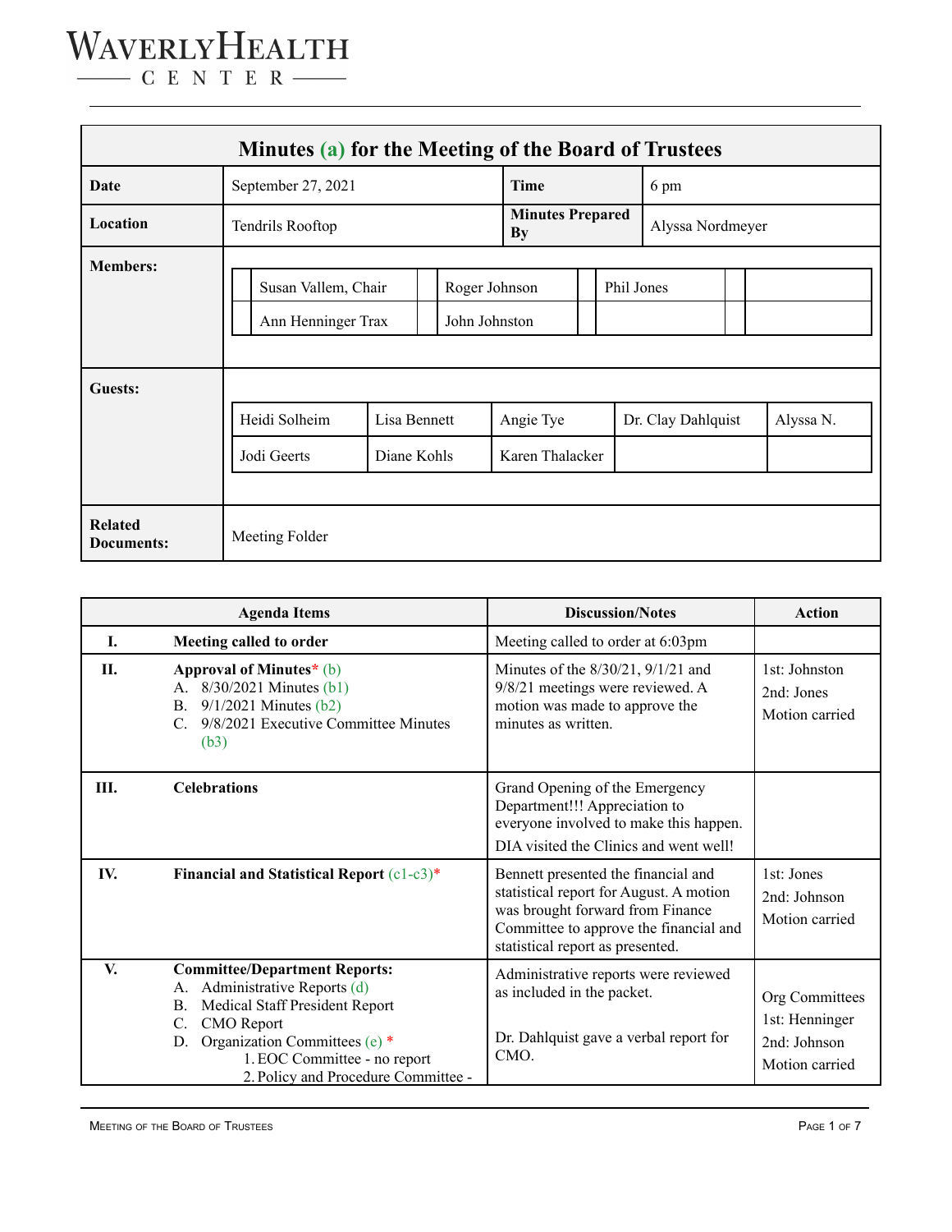# Minutes (a) for the Meeting of the Board of Trustees

| **Date** | September 27, 2021 | **Time** | 6 pm |
|---|---|---|---|
| **Location** | Tendrils Rooftop | **Minutes Prepared By** | Alyssa Nordmeyer |

**Members:**

| | | |
|---|---|---|
| Susan Vallem, Chair | Roger Johnson | Phil Jones |
| Ann Henninger Trax | John Johnston | |

**Guests:**

| | | | | |
|---|---|---|---|---|
| Heidi Solheim | Lisa Bennett | Angie Tye | Dr. Clay Dahlquist | Alyssa N. |
| Jodi Geerts | Diane Kohls | Karen Thalacker | | |

**Related Documents:** Meeting Folder

| | Agenda Items | Discussion/Notes | Action |
|---|---|---|---|
| **I.** | **Meeting called to order** | Meeting called to order at 6:03pm | |
| **II.** | **Approval of Minutes*** (b)<br>A. 8/30/2021 Minutes (b1)<br>B. 9/1/2021 Minutes (b2)<br>C. 9/8/2021 Executive Committee Minutes (b3) | Minutes of the 8/30/21, 9/1/21 and 9/8/21 meetings were reviewed. A motion was made to approve the minutes as written. | 1st: Johnston<br>2nd: Jones<br>Motion carried |
| **III.** | **Celebrations** | Grand Opening of the Emergency Department!!! Appreciation to everyone involved to make this happen.<br>DIA visited the Clinics and went well! | |
| **IV.** | **Financial and Statistical Report** (c1-c3)* | Bennett presented the financial and statistical report for August. A motion was brought forward from Finance Committee to approve the financial and statistical report as presented. | 1st: Jones<br>2nd: Johnson<br>Motion carried |
| **V.** | **Committee/Department Reports:**<br>A. Administrative Reports (d)<br>B. Medical Staff President Report<br>C. CMO Report<br>D. Organization Committees (e) *<br>1. EOC Committee - no report<br>2. Policy and Procedure Committee - | Administrative reports were reviewed as included in the packet.<br><br>Dr. Dahlquist gave a verbal report for CMO. | Org Committees<br>1st: Henninger<br>2nd: Johnson<br>Motion carried |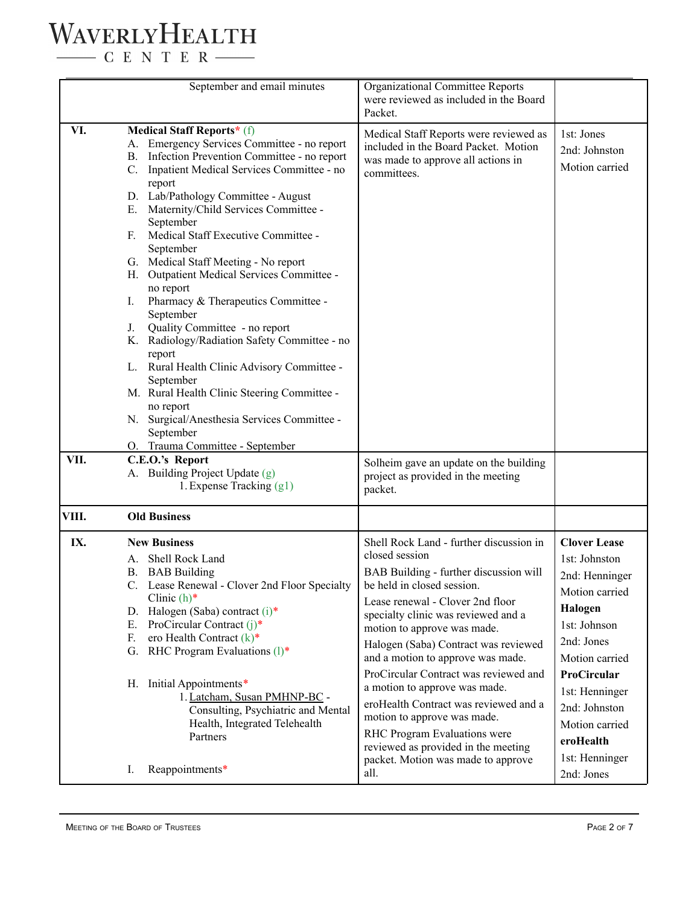| | | | |
|---|---|---|---|
| | September and email minutes | Organizational Committee Reports were reviewed as included in the Board Packet. | |
| **VI.** | **Medical Staff Reports*** (f)<br>A. Emergency Services Committee - no report<br>B. Infection Prevention Committee - no report<br>C. Inpatient Medical Services Committee - no report<br>D. Lab/Pathology Committee - August<br>E. Maternity/Child Services Committee - September<br>F. Medical Staff Executive Committee - September<br>G. Medical Staff Meeting - No report<br>H. Outpatient Medical Services Committee - no report<br>I. Pharmacy & Therapeutics Committee - September<br>J. Quality Committee - no report<br>K. Radiology/Radiation Safety Committee - no report<br>L. Rural Health Clinic Advisory Committee - September<br>M. Rural Health Clinic Steering Committee - no report<br>N. Surgical/Anesthesia Services Committee - September<br>O. Trauma Committee - September | Medical Staff Reports were reviewed as included in the Board Packet. Motion was made to approve all actions in committees. | 1st: Jones<br>2nd: Johnston<br>Motion carried |
| **VII.** | **C.E.O.'s Report**<br>A. Building Project Update (g)<br>1. Expense Tracking (g1) | Solheim gave an update on the building project as provided in the meeting packet. | |
| **VIII.** | **Old Business** | | |
| **IX.** | **New Business**<br>A. Shell Rock Land<br>B. BAB Building<br>C. Lease Renewal - Clover 2nd Floor Specialty Clinic (h)*<br>D. Halogen (Saba) contract (i)*<br>E. ProCircular Contract (j)*<br>F. ero Health Contract (k)*<br>G. RHC Program Evaluations (l)*<br><br>H. Initial Appointments*<br>1. Latcham, Susan PMHNP-BC - Consulting, Psychiatric and Mental Health, Integrated Telehealth Partners<br><br>I. Reappointments* | Shell Rock Land - further discussion in closed session<br>BAB Building - further discussion will be held in closed session.<br>Lease renewal - Clover 2nd floor specialty clinic was reviewed and a motion to approve was made.<br>Halogen (Saba) Contract was reviewed and a motion to approve was made.<br>ProCircular Contract was reviewed and a motion to approve was made.<br>eroHealth Contract was reviewed and a motion to approve was made.<br>RHC Program Evaluations were reviewed as provided in the meeting packet. Motion was made to approve all. | **Clover Lease**<br>1st: Johnston<br>2nd: Henninger<br>Motion carried<br>**Halogen**<br>1st: Johnson<br>2nd: Jones<br>Motion carried<br>**ProCircular**<br>1st: Henninger<br>2nd: Johnston<br>Motion carried<br>**eroHealth**<br>1st: Henninger<br>2nd: Jones |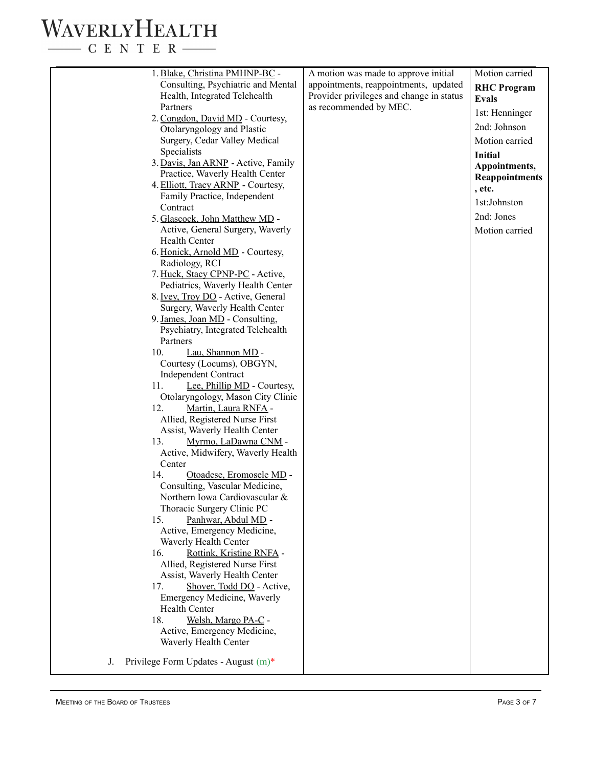| | | |
|---|---|---|
| 1. Blake, Christina PMHNP-BC - Consulting, Psychiatric and Mental Health, Integrated Telehealth Partners<br>2. Congdon, David MD - Courtesy, Otolaryngology and Plastic Surgery, Cedar Valley Medical Specialists<br>3. Davis, Jan ARNP - Active, Family Practice, Waverly Health Center<br>4. Elliott, Tracy ARNP - Courtesy, Family Practice, Independent Contract<br>5. Glascock, John Matthew MD - Active, General Surgery, Waverly Health Center<br>6. Honick, Arnold MD - Courtesy, Radiology, RCI<br>7. Huck, Stacy CPNP-PC - Active, Pediatrics, Waverly Health Center<br>8. Ivey, Troy DO - Active, General Surgery, Waverly Health Center<br>9. James, Joan MD - Consulting, Psychiatry, Integrated Telehealth Partners<br>10. Lau, Shannon MD - Courtesy (Locums), OBGYN, Independent Contract<br>11. Lee, Phillip MD - Courtesy, Otolaryngology, Mason City Clinic<br>12. Martin, Laura RNFA - Allied, Registered Nurse First Assist, Waverly Health Center<br>13. Myrmo, LaDawna CNM - Active, Midwifery, Waverly Health Center<br>14. Otoadese, Eromosele MD - Consulting, Vascular Medicine, Northern Iowa Cardiovascular & Thoracic Surgery Clinic PC<br>15. Panhwar, Abdul MD - Active, Emergency Medicine, Waverly Health Center<br>16. Rottink, Kristine RNFA - Allied, Registered Nurse First Assist, Waverly Health Center<br>17. Shover, Todd DO - Active, Emergency Medicine, Waverly Health Center<br>18. Welsh, Margo PA-C - Active, Emergency Medicine, Waverly Health Center<br><br>J. Privilege Form Updates - August (m)* | A motion was made to approve initial appointments, reappointments, updated Provider privileges and change in status as recommended by MEC. | Motion carried<br>**RHC Program Evals**<br>1st: Henninger<br>2nd: Johnson<br>Motion carried<br>**Initial Appointments, Reappointments, etc.**<br>1st:Johnston<br>2nd: Jones<br>Motion carried |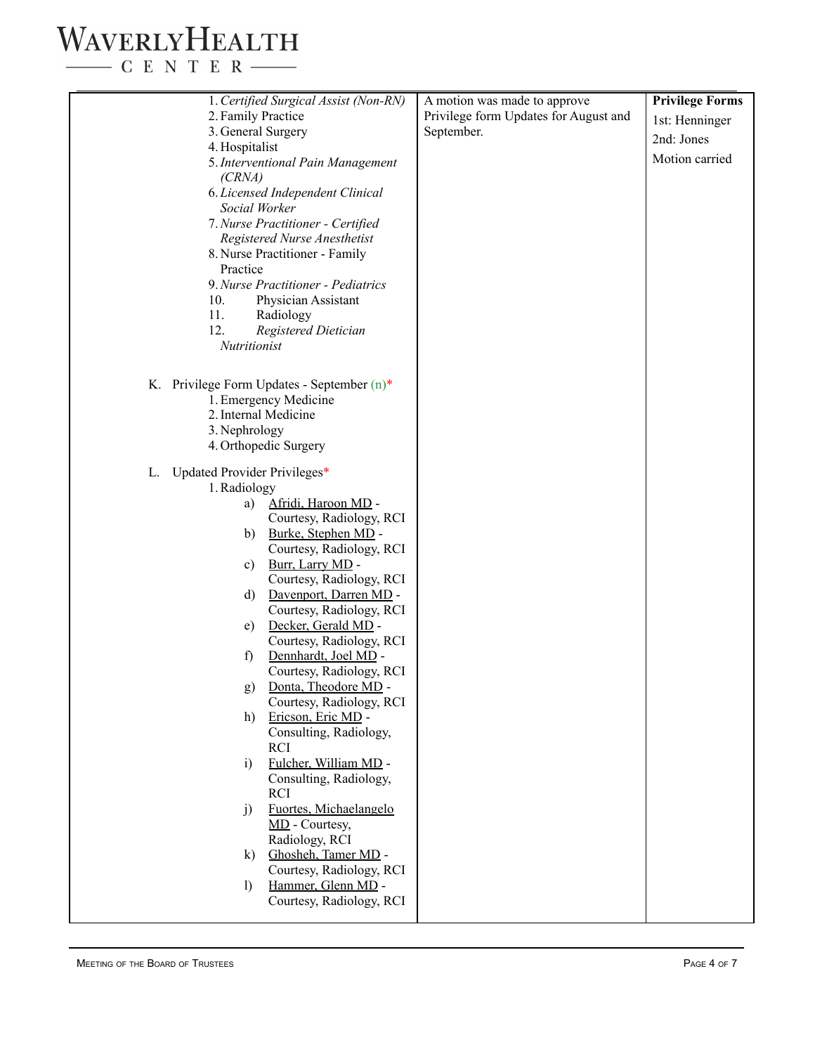| | | |
|---|---|---|
| 1. *Certified Surgical Assist (Non-RN)*<br>2. Family Practice<br>3. General Surgery<br>4. Hospitalist<br>5. *Interventional Pain Management (CRNA)*<br>6. *Licensed Independent Clinical Social Worker*<br>7. *Nurse Practitioner - Certified Registered Nurse Anesthetist*<br>8. Nurse Practitioner - Family Practice<br>9. *Nurse Practitioner - Pediatrics*<br>10. Physician Assistant<br>11. Radiology<br>12. *Registered Dietician Nutritionist*<br><br>K. Privilege Form Updates - September (n)*<br>1. Emergency Medicine<br>2. Internal Medicine<br>3. Nephrology<br>4. Orthopedic Surgery<br><br>L. Updated Provider Privileges*<br>1. Radiology<br>a) Afridi, Haroon MD - Courtesy, Radiology, RCI<br>b) Burke, Stephen MD - Courtesy, Radiology, RCI<br>c) Burr, Larry MD - Courtesy, Radiology, RCI<br>d) Davenport, Darren MD - Courtesy, Radiology, RCI<br>e) Decker, Gerald MD - Courtesy, Radiology, RCI<br>f) Dennhardt, Joel MD - Courtesy, Radiology, RCI<br>g) Donta, Theodore MD - Courtesy, Radiology, RCI<br>h) Ericson, Eric MD - Consulting, Radiology, RCI<br>i) Fulcher, William MD - Consulting, Radiology, RCI<br>j) Fuortes, Michaelangelo MD - Courtesy, Radiology, RCI<br>k) Ghosheh, Tamer MD - Courtesy, Radiology, RCI<br>l) Hammer, Glenn MD - Courtesy, Radiology, RCI | A motion was made to approve Privilege form Updates for August and September. | **Privilege Forms**<br>1st: Henninger<br>2nd: Jones<br>Motion carried |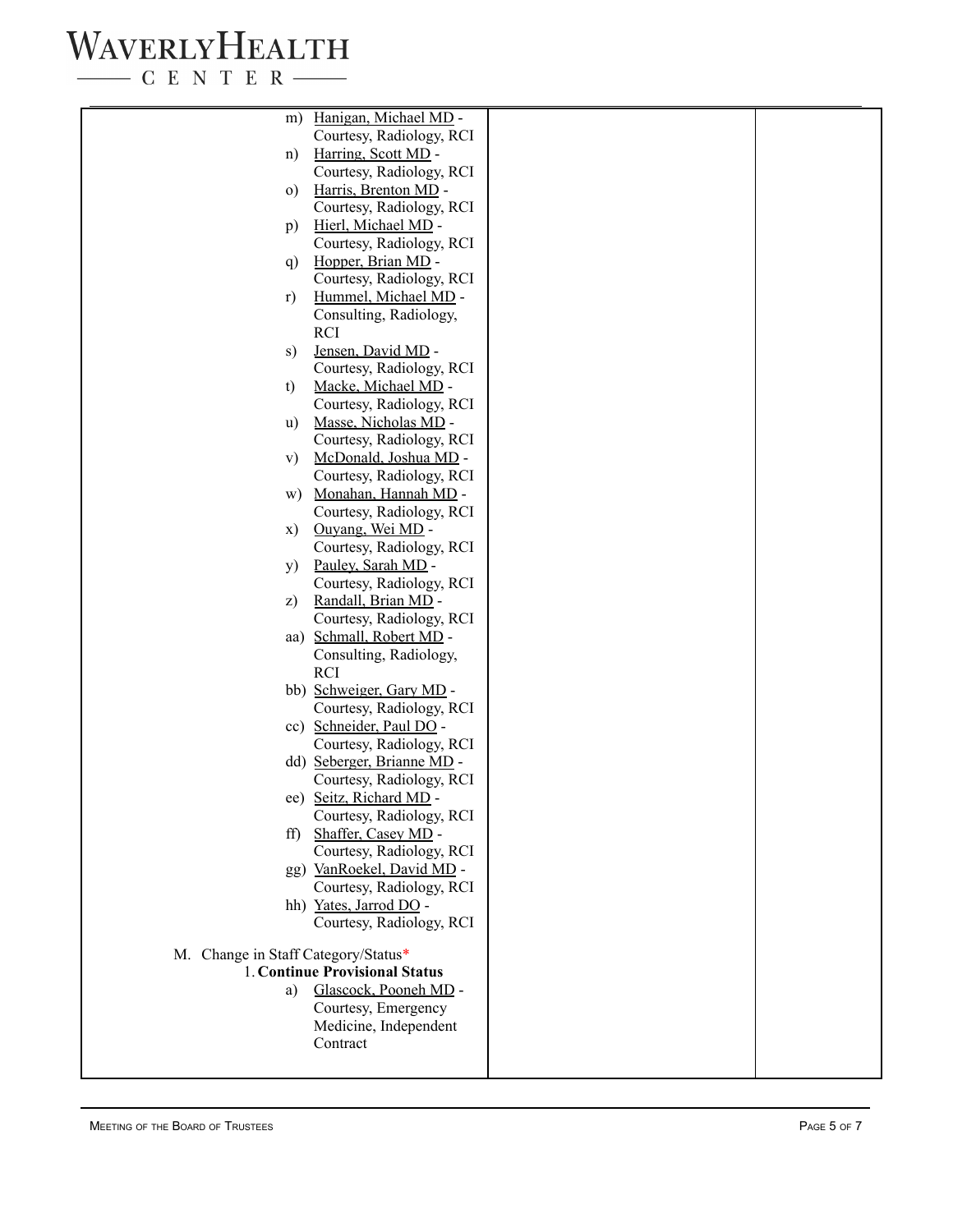| | | |
|---|---|---|
| m) Hanigan, Michael MD - Courtesy, Radiology, RCI<br>n) Harring, Scott MD - Courtesy, Radiology, RCI<br>o) Harris, Brenton MD - Courtesy, Radiology, RCI<br>p) Hierl, Michael MD - Courtesy, Radiology, RCI<br>q) Hopper, Brian MD - Courtesy, Radiology, RCI<br>r) Hummel, Michael MD - Consulting, Radiology, RCI<br>s) Jensen, David MD - Courtesy, Radiology, RCI<br>t) Macke, Michael MD - Courtesy, Radiology, RCI<br>u) Masse, Nicholas MD - Courtesy, Radiology, RCI<br>v) McDonald, Joshua MD - Courtesy, Radiology, RCI<br>w) Monahan, Hannah MD - Courtesy, Radiology, RCI<br>x) Ouyang, Wei MD - Courtesy, Radiology, RCI<br>y) Pauley, Sarah MD - Courtesy, Radiology, RCI<br>z) Randall, Brian MD - Courtesy, Radiology, RCI<br>aa) Schmall, Robert MD - Consulting, Radiology, RCI<br>bb) Schweiger, Gary MD - Courtesy, Radiology, RCI<br>cc) Schneider, Paul DO - Courtesy, Radiology, RCI<br>dd) Seberger, Brianne MD - Courtesy, Radiology, RCI<br>ee) Seitz, Richard MD - Courtesy, Radiology, RCI<br>ff) Shaffer, Casey MD - Courtesy, Radiology, RCI<br>gg) VanRoekel, David MD - Courtesy, Radiology, RCI<br>hh) Yates, Jarrod DO - Courtesy, Radiology, RCI<br><br>M. Change in Staff Category/Status*<br>1. **Continue Provisional Status**<br>a) Glascock, Pooneh MD - Courtesy, Emergency Medicine, Independent Contract | | |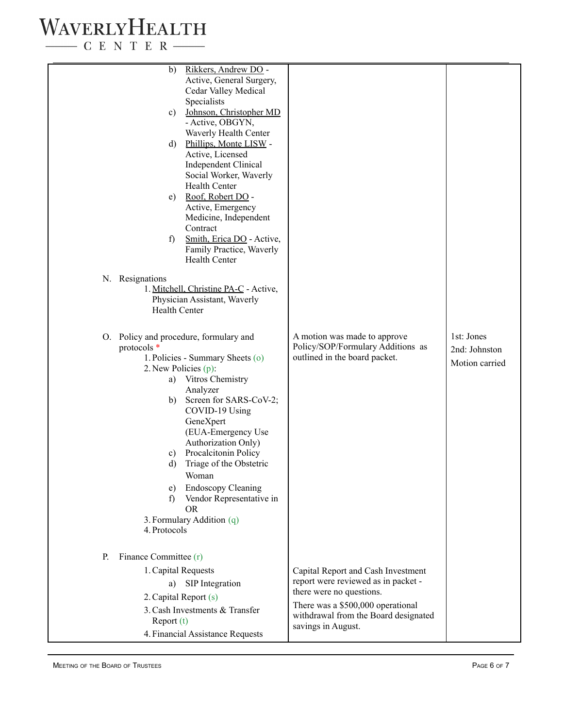| | | |
|---|---|---|
| b) Rikkers, Andrew DO - Active, General Surgery, Cedar Valley Medical Specialists<br>c) Johnson, Christopher MD - Active, OBGYN, Waverly Health Center<br>d) Phillips, Monte LISW - Active, Licensed Independent Clinical Social Worker, Waverly Health Center<br>e) Roof, Robert DO - Active, Emergency Medicine, Independent Contract<br>f) Smith, Erica DO - Active, Family Practice, Waverly Health Center<br><br>N. Resignations<br>1. Mitchell, Christine PA-C - Active, Physician Assistant, Waverly Health Center | | |
| O. Policy and procedure, formulary and protocols *<br>1. Policies - Summary Sheets (o)<br>2. New Policies (p):<br>a) Vitros Chemistry Analyzer<br>b) Screen for SARS-CoV-2; COVID-19 Using GeneXpert (EUA-Emergency Use Authorization Only)<br>c) Procalcitonin Policy<br>d) Triage of the Obstetric Woman<br>e) Endoscopy Cleaning<br>f) Vendor Representative in OR<br>3. Formulary Addition (q)<br>4. Protocols | A motion was made to approve Policy/SOP/Formulary Additions as outlined in the board packet. | 1st: Jones<br>2nd: Johnston<br>Motion carried |
| P. Finance Committee (r)<br>1. Capital Requests<br>a) SIP Integration<br>2. Capital Report (s)<br>3. Cash Investments & Transfer Report (t)<br>4. Financial Assistance Requests | Capital Report and Cash Investment report were reviewed as in packet - there were no questions.<br>There was a $500,000 operational withdrawal from the Board designated savings in August. | |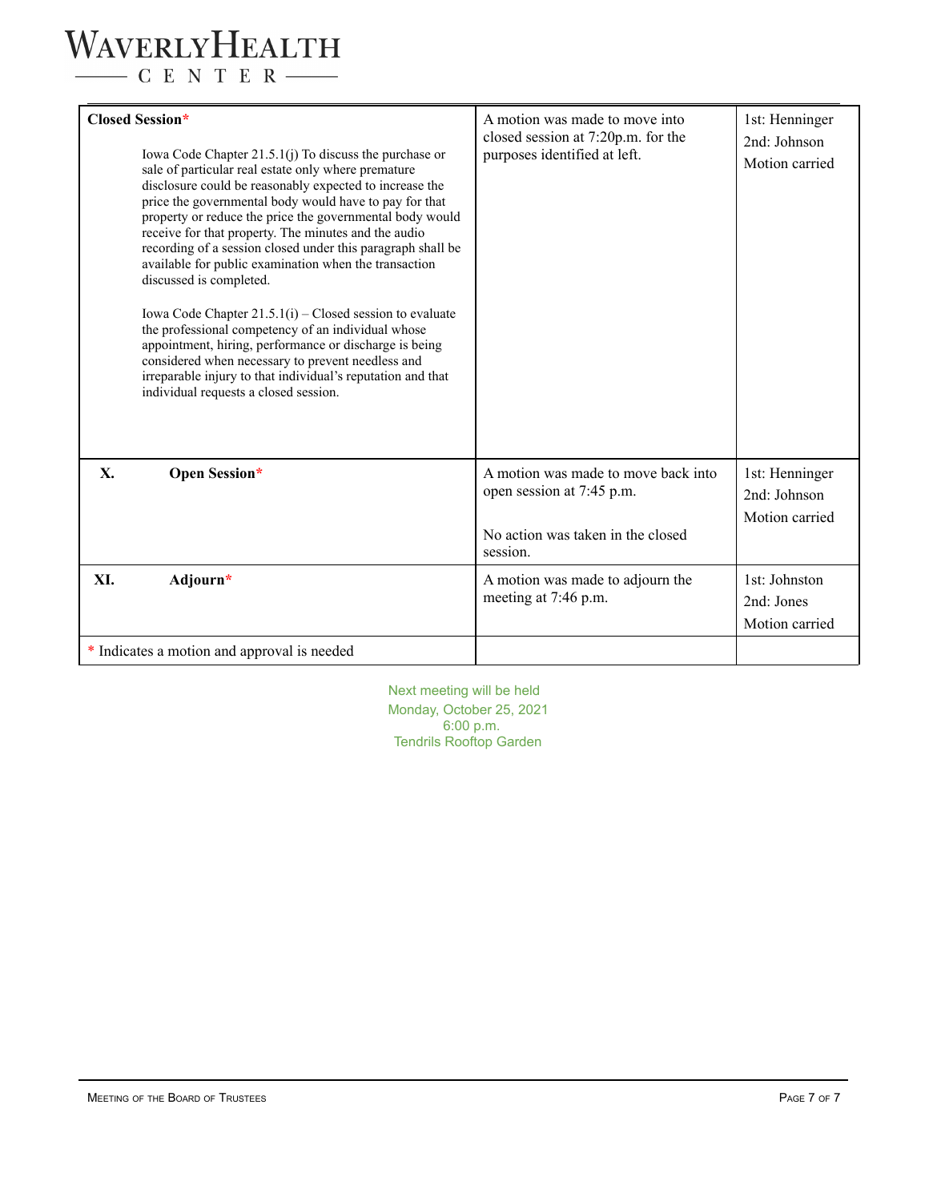| | | |
|---|---|---|
| **Closed Session*** <br><br> Iowa Code Chapter 21.5.1(j) To discuss the purchase or sale of particular real estate only where premature disclosure could be reasonably expected to increase the price the governmental body would have to pay for that property or reduce the price the governmental body would receive for that property. The minutes and the audio recording of a session closed under this paragraph shall be available for public examination when the transaction discussed is completed. <br><br> Iowa Code Chapter 21.5.1(i) – Closed session to evaluate the professional competency of an individual whose appointment, hiring, performance or discharge is being considered when necessary to prevent needless and irreparable injury to that individual's reputation and that individual requests a closed session. | A motion was made to move into closed session at 7:20p.m. for the purposes identified at left. | 1st: Henninger <br> 2nd: Johnson <br> Motion carried |
| **X. Open Session*** | A motion was made to move back into open session at 7:45 p.m. <br><br> No action was taken in the closed session. | 1st: Henninger <br> 2nd: Johnson <br> Motion carried |
| **XI. Adjourn*** | A motion was made to adjourn the meeting at 7:46 p.m. | 1st: Johnston <br> 2nd: Jones <br> Motion carried |
| * Indicates a motion and approval is needed | | |

Next meeting will be held
Monday, October 25, 2021
6:00 p.m.
Tendrils Rooftop Garden